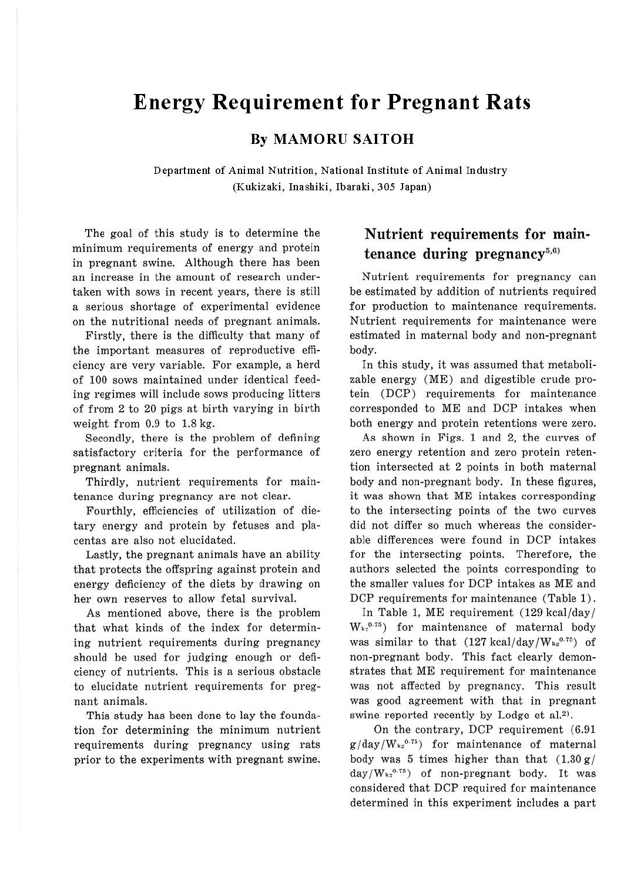# Energy Requirement for Pregnant Rats

## By MAMORU SAITOH

Department of Animal Nutrition, National Institute of Animal Industry
(Kukizaki, Inashiki, Ibaraki, 305 Japan)

The goal of this study is to determine the minimum requirements of energy and protein in pregnant swine. Although there has been an increase in the amount of research undertaken with sows in recent years, there is still a serious shortage of experimental evidence on the nutritional needs of pregnant animals.

Firstly, there is the difficulty that many of the important measures of reproductive efficiency are very variable. For example, a herd of 100 sows maintained under identical feeding regimes will include sows producing litters of from 2 to 20 pigs at birth varying in birth weight from 0.9 to 1.8 kg.

Secondly, there is the problem of defining satisfactory criteria for the performance of pregnant animals.

Thirdly, nutrient requirements for maintenance during pregnancy are not clear.

Fourthly, efficiencies of utilization of dietary energy and protein by fetuses and placentas are also not elucidated.

Lastly, the pregnant animals have an ability that protects the offspring against protein and energy deficiency of the diets by drawing on her own reserves to allow fetal survival.

As mentioned above, there is the problem that what kinds of the index for determining nutrient requirements during pregnancy should be used for judging enough or deficiency of nutrients. This is a serious obstacle to elucidate nutrient requirements for pregnant animals.

This study has been done to lay the foundation for determining the minimum nutrient requirements during pregnancy using rats prior to the experiments with pregnant swine.

## Nutrient requirements for maintenance during pregnancy[5,6]

Nutrient requirements for pregnancy can be estimated by addition of nutrients required for production to maintenance requirements. Nutrient requirements for maintenance were estimated in maternal body and non-pregnant body.

In this study, it was assumed that metabolizable energy (ME) and digestible crude protein (DCP) requirements for maintenance corresponded to ME and DCP intakes when both energy and protein retentions were zero.

As shown in Figs. 1 and 2, the curves of zero energy retention and zero protein retention intersected at 2 points in both maternal body and non-pregnant body. In these figures, it was shown that ME intakes corresponding to the intersecting points of the two curves did not differ so much whereas the considerable differences were found in DCP intakes for the intersecting points. Therefore, the authors selected the points corresponding to the smaller values for DCP intakes as ME and DCP requirements for maintenance (Table 1).

In Table 1, ME requirement (129 kcal/day/$W_{kg}^{0.75}$) for maintenance of maternal body was similar to that (127 kcal/day/$W_{kg}^{0.75}$) of non-pregnant body. This fact clearly demonstrates that ME requirement for maintenance was not affected by pregnancy. This result was good agreement with that in pregnant swine reported recently by Lodge et al.[2].

On the contrary, DCP requirement (6.91 g/day/$W_{kg}^{0.75}$) for maintenance of maternal body was 5 times higher than that (1.30 g/day/$W_{kg}^{0.75}$) of non-pregnant body. It was considered that DCP required for maintenance determined in this experiment includes a part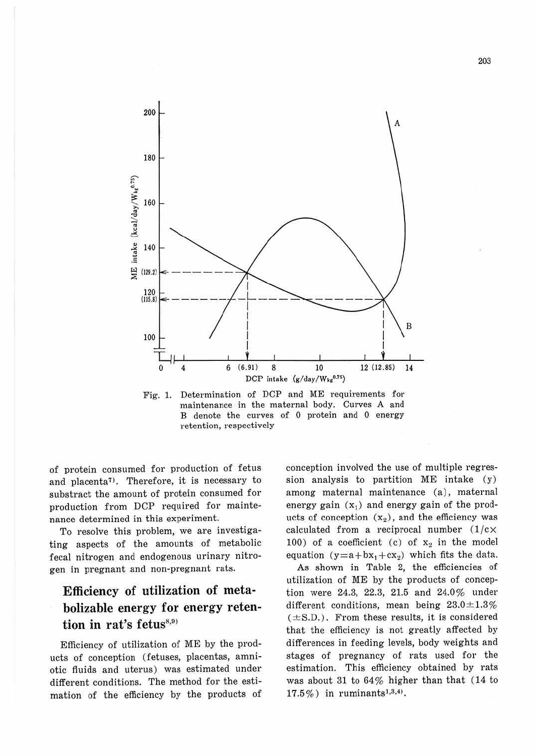Fig. 1. Determination of DCP and ME requirements for maintenance in the maternal body. Curves A and B denote the curves of 0 protein and 0 energy retention, respectively

of protein consumed for production of fetus and placenta[7]. Therefore, it is necessary to substract the amount of protein consumed for production from DCP required for maintenance determined in this experiment.

To resolve this problem, we are investigating aspects of the amounts of metabolic fecal nitrogen and endogenous urinary nitrogen in pregnant and non-pregnant rats.

## Efficiency of utilization of metabolizable energy for energy retention in rat's fetus[8,9]

Efficiency of utilization of ME by the products of conception (fetuses, placentas, amniotic fluids and uterus) was estimated under different conditions. The method for the estimation of the efficiency by the products of conception involved the use of multiple regression analysis to partition ME intake ($y$) among maternal maintenance ($a$), maternal energy gain ($x_1$) and energy gain of the products of conception ($x_2$), and the efficiency was calculated from a reciprocal number ($1/c \times 100$) of a coefficient ($c$) of $x_2$ in the model equation ($y = a + bx_1 + cx_2$) which fits the data.

As shown in Table 2, the efficiencies of utilization of ME by the products of conception were 24.3, 22.3, 21.5 and 24.0% under different conditions, mean being 23.0±1.3% (±S.D.). From these results, it is considered that the efficiency is not greatly affected by differences in feeding levels, body weights and stages of pregnancy of rats used for the estimation. This efficiency obtained by rats was about 31 to 64% higher than that (14 to 17.5%) in ruminants[1,3,4].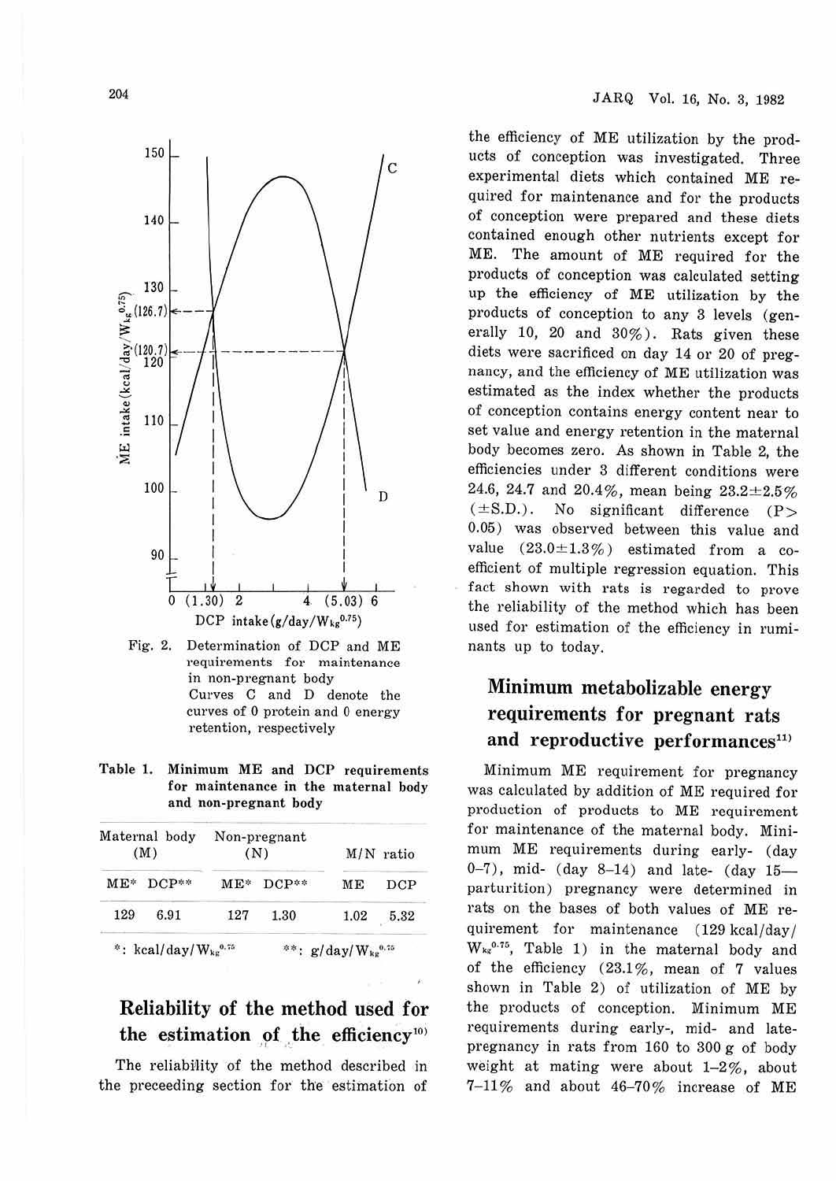Fig. 2. Determination of DCP and ME requirements for maintenance in non-pregnant body
Curves C and D denote the curves of 0 protein and 0 energy retention, respectively

Table 1. Minimum ME and DCP requirements for maintenance in the maternal body and non-pregnant body

| Maternal body (M) | | Non-pregnant (N) | | M/N ratio | |
|---|---|---|---|---|---|
| ME* | DCP** | ME* | DCP** | ME | DCP |
| 129 | 6.91 | 127 | 1.30 | 1.02 | 5.32 |

*: $kcal/day/W_{kg}^{0.75}$ **: $g/day/W_{kg}^{0.75}$

## Reliability of the method used for the estimation of the efficiency[10]

The reliability of the method described in the preceeding section for the estimation of the efficiency of ME utilization by the products of conception was investigated. Three experimental diets which contained ME required for maintenance and for the products of conception were prepared and these diets contained enough other nutrients except for ME. The amount of ME required for the products of conception was calculated setting up the efficiency of ME utilization by the products of conception to any 3 levels (generally 10, 20 and 30%). Rats given these diets were sacrificed on day 14 or 20 of pregnancy, and the efficiency of ME utilization was estimated as the index whether the products of conception contains energy content near to set value and energy retention in the maternal body becomes zero. As shown in Table 2, the efficiencies under 3 different conditions were 24.6, 24.7 and 20.4%, mean being 23.2±2.5% (±S.D.). No significant difference ($P > 0.05$) was observed between this value and value (23.0±1.3%) estimated from a coefficient of multiple regression equation. This fact shown with rats is regarded to prove the reliability of the method which has been used for estimation of the efficiency in ruminants up to today.

## Minimum metabolizable energy requirements for pregnant rats and reproductive performances[11]

Minimum ME requirement for pregnancy was calculated by addition of ME required for production of products to ME requirement for maintenance of the maternal body. Minimum ME requirements during early- (day 0–7), mid- (day 8–14) and late- (day 15—parturition) pregnancy were determined in rats on the bases of both values of ME requirement for maintenance (129 $kcal/day/W_{kg}^{0.75}$, Table 1) in the maternal body and of the efficiency (23.1%, mean of 7 values shown in Table 2) of utilization of ME by the products of conception. Minimum ME requirements during early-, mid- and late-pregnancy in rats from 160 to 300 g of body weight at mating were about 1–2%, about 7–11% and about 46–70% increase of ME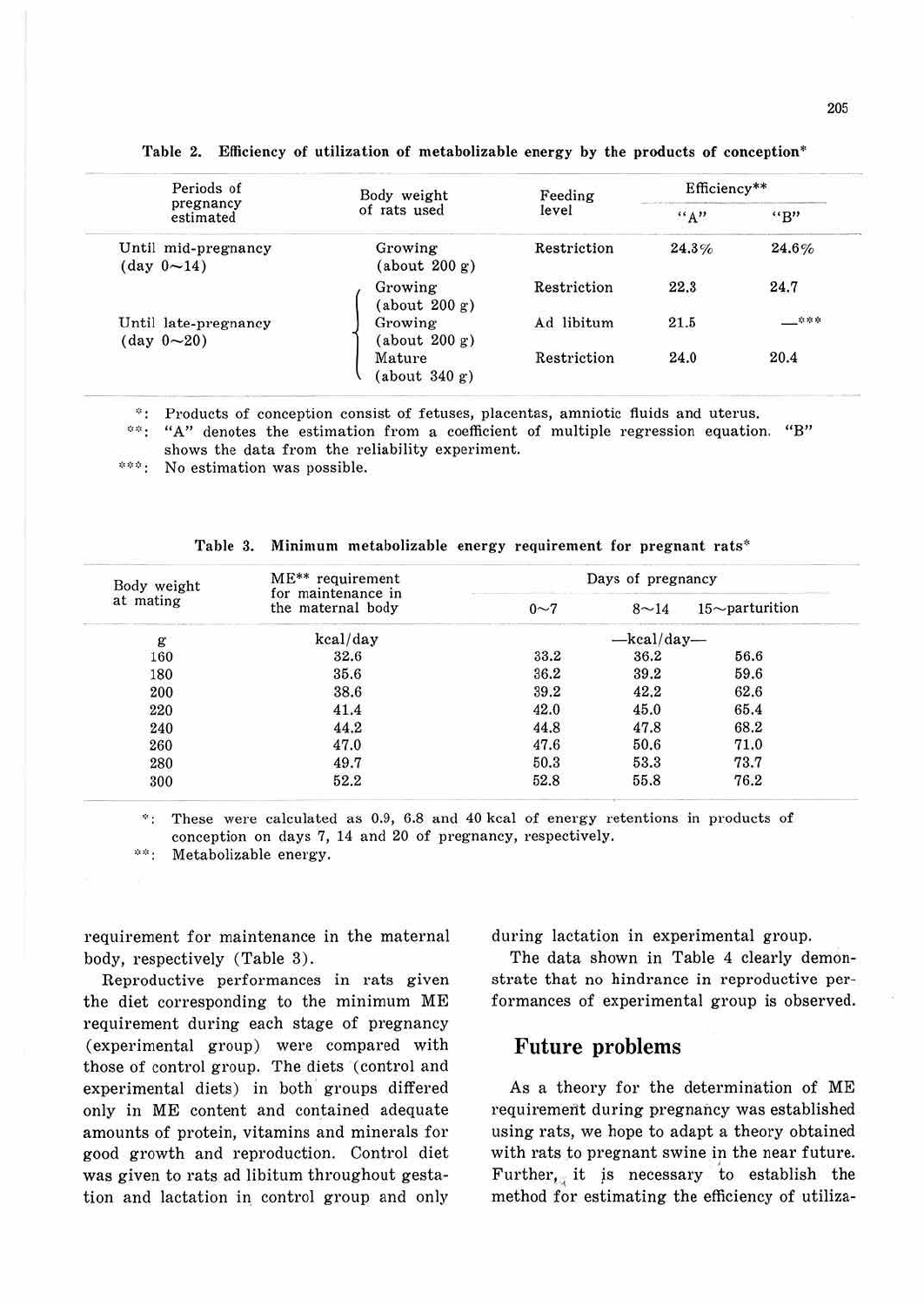Table 2. Efficiency of utilization of metabolizable energy by the products of conception*

| Periods of pregnancy estimated | Body weight of rats used | Feeding level | Efficiency** | |
|---|---|---|---|---|
| | | | "A" | "B" |
| Until mid-pregnancy (day 0~14) | Growing (about 200 g) | Restriction | 24.3% | 24.6% |
| Until late-pregnancy (day 0~20) | Growing (about 200 g) | Restriction | 22.3 | 24.7 |
| | Growing (about 200 g) | Ad libitum | 21.5 | —*** |
| | Mature (about 340 g) | Restriction | 24.0 | 20.4 |

*: Products of conception consist of fetuses, placentas, amniotic fluids and uterus.
**: "A" denotes the estimation from a coefficient of multiple regression equation. "B" shows the data from the reliability experiment.
***: No estimation was possible.

Table 3. Minimum metabolizable energy requirement for pregnant rats*

| Body weight at mating | ME** requirement for maintenance in the maternal body | Days of pregnancy | | |
|---|---|---|---|---|
| | | 0~7 | 8~14 | 15~parturition |
| g | kcal/day | —kcal/day— | | |
| 160 | 32.6 | 33.2 | 36.2 | 56.6 |
| 180 | 35.6 | 36.2 | 39.2 | 59.6 |
| 200 | 38.6 | 39.2 | 42.2 | 62.6 |
| 220 | 41.4 | 42.0 | 45.0 | 65.4 |
| 240 | 44.2 | 44.8 | 47.8 | 68.2 |
| 260 | 47.0 | 47.6 | 50.6 | 71.0 |
| 280 | 49.7 | 50.3 | 53.3 | 73.7 |
| 300 | 52.2 | 52.8 | 55.8 | 76.2 |

*: These were calculated as 0.9, 6.8 and 40 kcal of energy retentions in products of conception on days 7, 14 and 20 of pregnancy, respectively.
**: Metabolizable energy.

requirement for maintenance in the maternal body, respectively (Table 3).

Reproductive performances in rats given the diet corresponding to the minimum ME requirement during each stage of pregnancy (experimental group) were compared with those of control group. The diets (control and experimental diets) in both groups differed only in ME content and contained adequate amounts of protein, vitamins and minerals for good growth and reproduction. Control diet was given to rats ad libitum throughout gestation and lactation in control group and only during lactation in experimental group.

The data shown in Table 4 clearly demonstrate that no hindrance in reproductive performances of experimental group is observed.

## Future problems

As a theory for the determination of ME requirement during pregnancy was established using rats, we hope to adapt a theory obtained with rats to pregnant swine in the near future. Further, it is necessary to establish the method for estimating the efficiency of utiliza-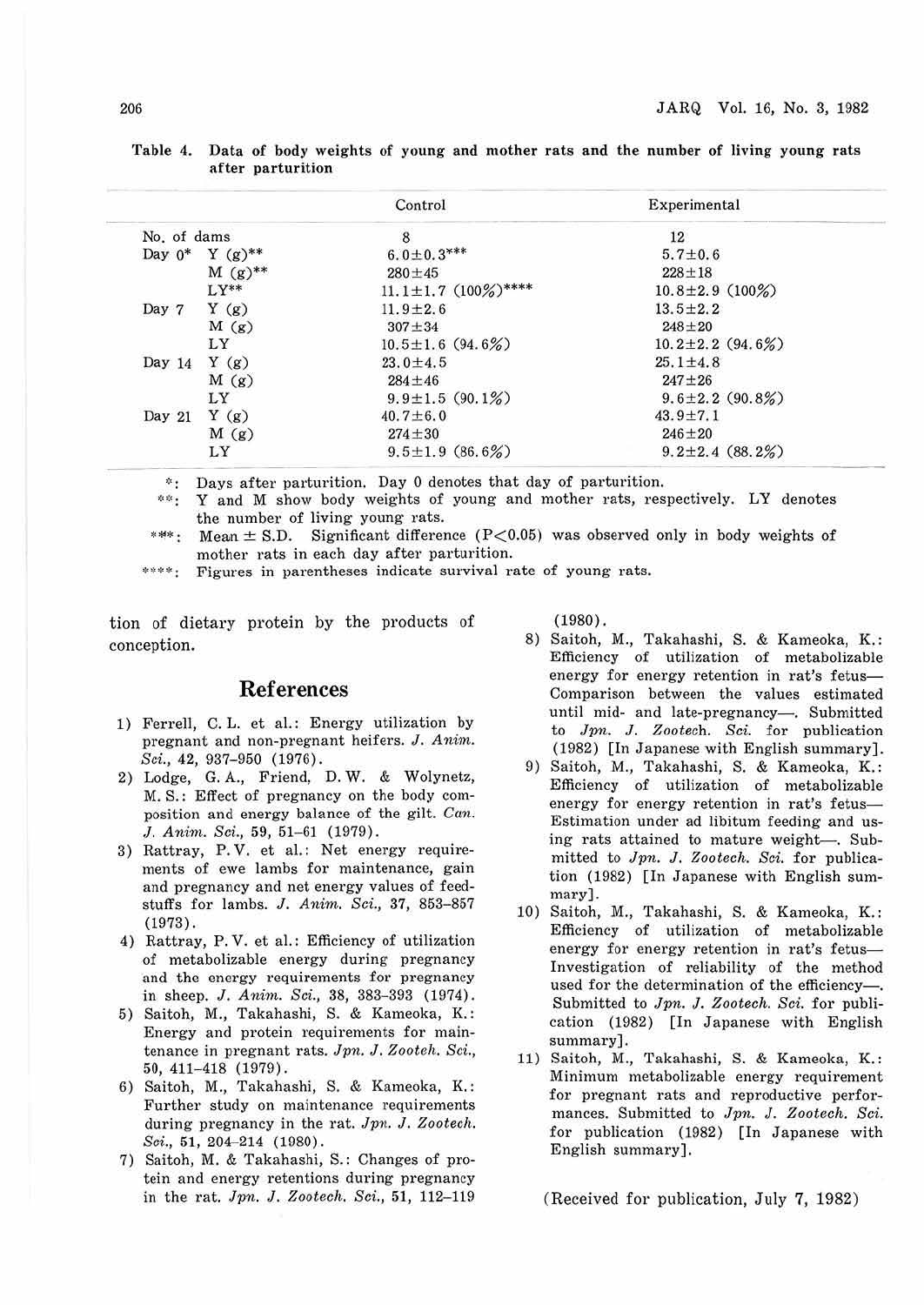Table 4. Data of body weights of young and mother rats and the number of living young rats after parturition

| | | Control | Experimental |
|---|---|---|---|
| No. of dams | | 8 | 12 |
| Day 0* | Y (g)** | 6.0±0.3*** | 5.7±0.6 |
| | M (g)** | 280±45 | 228±18 |
| | LY** | 11.1±1.7 (100%)**** | 10.8±2.9 (100%) |
| Day 7 | Y (g) | 11.9±2.6 | 13.5±2.2 |
| | M (g) | 307±34 | 248±20 |
| | LY | 10.5±1.6 (94.6%) | 10.2±2.2 (94.6%) |
| Day 14 | Y (g) | 23.0±4.5 | 25.1±4.8 |
| | M (g) | 284±46 | 247±26 |
| | LY | 9.9±1.5 (90.1%) | 9.6±2.2 (90.8%) |
| Day 21 | Y (g) | 40.7±6.0 | 43.9±7.1 |
| | M (g) | 274±30 | 246±20 |
| | LY | 9.5±1.9 (86.6%) | 9.2±2.4 (88.2%) |

*: Days after parturition. Day 0 denotes that day of parturition.

**: Y and M show body weights of young and mother rats, respectively. LY denotes the number of living young rats.

***: Mean ± S.D. Significant difference ($P<0.05$) was observed only in body weights of mother rats in each day after parturition.

****: Figures in parentheses indicate survival rate of young rats.

tion of dietary protein by the products of conception.

## References

1) Ferrell, C. L. et al.: Energy utilization by pregnant and non-pregnant heifers. *J. Anim. Sci.*, 42, 937–950 (1976).
2) Lodge, G. A., Friend, D. W. & Wolynetz, M. S.: Effect of pregnancy on the body composition and energy balance of the gilt. *Can. J. Anim. Sci.*, 59, 51–61 (1979).
3) Rattray, P. V. et al.: Net energy requirements of ewe lambs for maintenance, gain and pregnancy and net energy values of feedstuffs for lambs. *J. Anim. Sci.*, 37, 853–857 (1973).
4) Rattray, P. V. et al.: Efficiency of utilization of metabolizable energy during pregnancy and the energy requirements for pregnancy in sheep. *J. Anim. Sci.*, 38, 383–393 (1974).
5) Saitoh, M., Takahashi, S. & Kameoka, K.: Energy and protein requirements for maintenance in pregnant rats. *Jpn. J. Zootech. Sci.*, 50, 411–418 (1979).
6) Saitoh, M., Takahashi, S. & Kameoka, K.: Further study on maintenance requirements during pregnancy in the rat. *Jpn. J. Zootech. Sci.*, 51, 204–214 (1980).
7) Saitoh, M. & Takahashi, S.: Changes of protein and energy retentions during pregnancy in the rat. *Jpn. J. Zootech. Sci.*, 51, 112–119 (1980).
8) Saitoh, M., Takahashi, S. & Kameoka, K.: Efficiency of utilization of metabolizable energy for energy retention in rat's fetus—Comparison between the values estimated until mid- and late-pregnancy—. Submitted to *Jpn. J. Zootech. Sci.* for publication (1982) [In Japanese with English summary].
9) Saitoh, M., Takahashi, S. & Kameoka, K.: Efficiency of utilization of metabolizable energy for energy retention in rat's fetus—Estimation under ad libitum feeding and using rats attained to mature weight—. Submitted to *Jpn. J. Zootech. Sci.* for publication (1982) [In Japanese with English summary].
10) Saitoh, M., Takahashi, S. & Kameoka, K.: Efficiency of utilization of metabolizable energy for energy retention in rat's fetus—Investigation of reliability of the method used for the determination of the efficiency—. Submitted to *Jpn. J. Zootech. Sci.* for publication (1982) [In Japanese with English summary].
11) Saitoh, M., Takahashi, S. & Kameoka, K.: Minimum metabolizable energy requirement for pregnant rats and reproductive performances. Submitted to *Jpn. J. Zootech. Sci.* for publication (1982) [In Japanese with English summary].

(Received for publication, July 7, 1982)